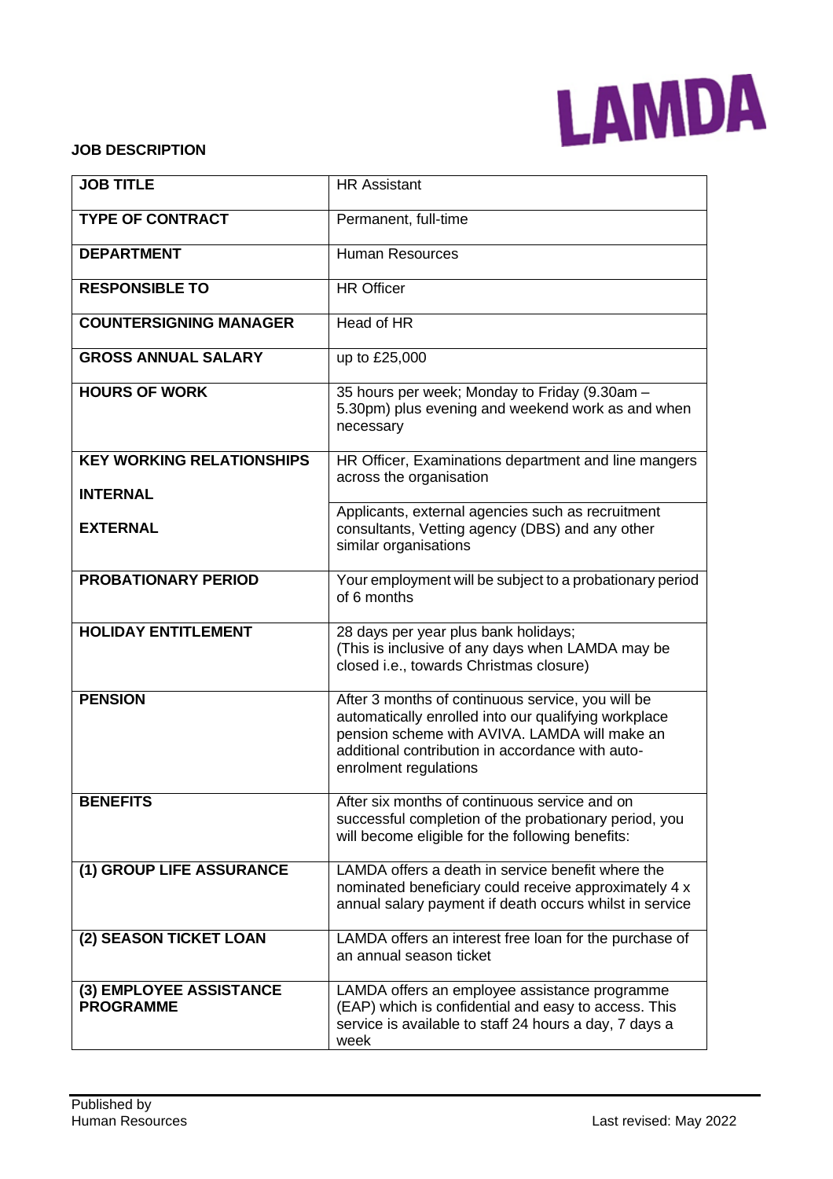LAMDA

**JOB DESCRIPTION**

| | |
|---|---|
| **JOB TITLE** | HR Assistant |
| **TYPE OF CONTRACT** | Permanent, full-time |
| **DEPARTMENT** | Human Resources |
| **RESPONSIBLE TO** | HR Officer |
| **COUNTERSIGNING MANAGER** | Head of HR |
| **GROSS ANNUAL SALARY** | up to £25,000 |
| **HOURS OF WORK** | 35 hours per week; Monday to Friday (9.30am – 5.30pm) plus evening and weekend work as and when necessary |
| **KEY WORKING RELATIONSHIPS** **INTERNAL** | HR Officer, Examinations department and line mangers across the organisation |
| **EXTERNAL** | Applicants, external agencies such as recruitment consultants, Vetting agency (DBS) and any other similar organisations |
| **PROBATIONARY PERIOD** | Your employment will be subject to a probationary period of 6 months |
| **HOLIDAY ENTITLEMENT** | 28 days per year plus bank holidays; (This is inclusive of any days when LAMDA may be closed i.e., towards Christmas closure) |
| **PENSION** | After 3 months of continuous service, you will be automatically enrolled into our qualifying workplace pension scheme with AVIVA. LAMDA will make an additional contribution in accordance with auto-enrolment regulations |
| **BENEFITS** | After six months of continuous service and on successful completion of the probationary period, you will become eligible for the following benefits: |
| **(1) GROUP LIFE ASSURANCE** | LAMDA offers a death in service benefit where the nominated beneficiary could receive approximately 4 x annual salary payment if death occurs whilst in service |
| **(2) SEASON TICKET LOAN** | LAMDA offers an interest free loan for the purchase of an annual season ticket |
| **(3) EMPLOYEE ASSISTANCE PROGRAMME** | LAMDA offers an employee assistance programme (EAP) which is confidential and easy to access. This service is available to staff 24 hours a day, 7 days a week |

Published by
Human Resources

Last revised: May 2022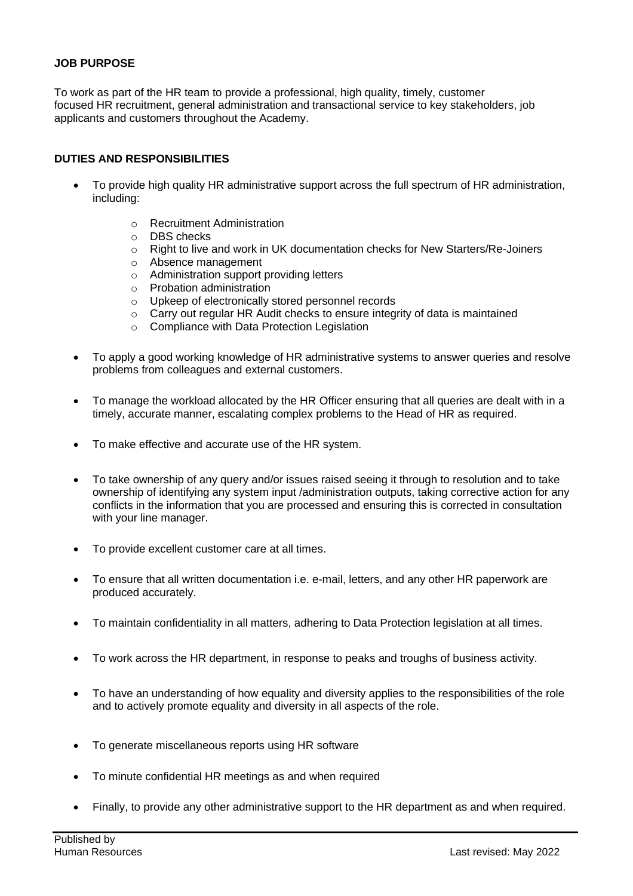## JOB PURPOSE

To work as part of the HR team to provide a professional, high quality, timely, customer focused HR recruitment, general administration and transactional service to key stakeholders, job applicants and customers throughout the Academy.

## DUTIES AND RESPONSIBILITIES

- To provide high quality HR administrative support across the full spectrum of HR administration, including:
  - Recruitment Administration
  - DBS checks
  - Right to live and work in UK documentation checks for New Starters/Re-Joiners
  - Absence management
  - Administration support providing letters
  - Probation administration
  - Upkeep of electronically stored personnel records
  - Carry out regular HR Audit checks to ensure integrity of data is maintained
  - Compliance with Data Protection Legislation
- To apply a good working knowledge of HR administrative systems to answer queries and resolve problems from colleagues and external customers.
- To manage the workload allocated by the HR Officer ensuring that all queries are dealt with in a timely, accurate manner, escalating complex problems to the Head of HR as required.
- To make effective and accurate use of the HR system.
- To take ownership of any query and/or issues raised seeing it through to resolution and to take ownership of identifying any system input /administration outputs, taking corrective action for any conflicts in the information that you are processed and ensuring this is corrected in consultation with your line manager.
- To provide excellent customer care at all times.
- To ensure that all written documentation i.e. e-mail, letters, and any other HR paperwork are produced accurately.
- To maintain confidentiality in all matters, adhering to Data Protection legislation at all times.
- To work across the HR department, in response to peaks and troughs of business activity.
- To have an understanding of how equality and diversity applies to the responsibilities of the role and to actively promote equality and diversity in all aspects of the role.
- To generate miscellaneous reports using HR software
- To minute confidential HR meetings as and when required
- Finally, to provide any other administrative support to the HR department as and when required.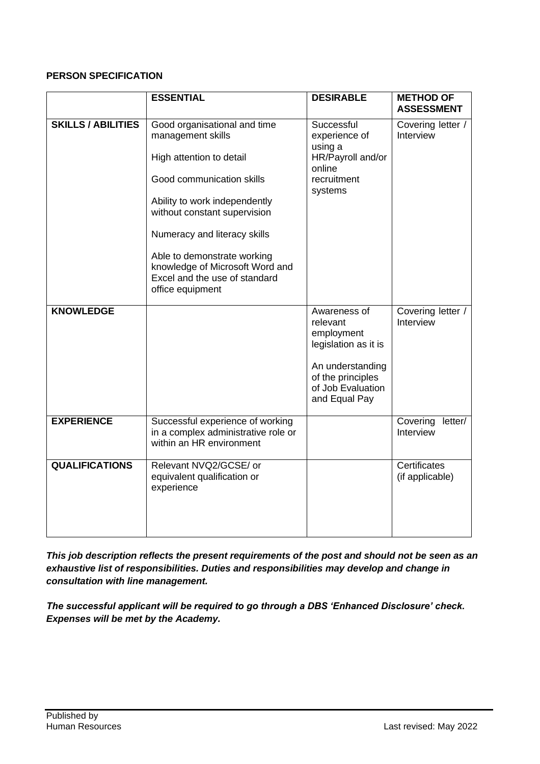**PERSON SPECIFICATION**

| | **ESSENTIAL** | **DESIRABLE** | **METHOD OF ASSESSMENT** |
|---|---|---|---|
| **SKILLS / ABILITIES** | Good organisational and time management skills<br><br>High attention to detail<br><br>Good communication skills<br><br>Ability to work independently without constant supervision<br><br>Numeracy and literacy skills<br><br>Able to demonstrate working knowledge of Microsoft Word and Excel and the use of standard office equipment | Successful experience of using a HR/Payroll and/or online recruitment systems | Covering letter / Interview |
| **KNOWLEDGE** | | Awareness of relevant employment legislation as it is<br><br>An understanding of the principles of Job Evaluation and Equal Pay | Covering letter / Interview |
| **EXPERIENCE** | Successful experience of working in a complex administrative role or within an HR environment | | Covering letter/ Interview |
| **QUALIFICATIONS** | Relevant NVQ2/GCSE/ or equivalent qualification or experience | | Certificates (if applicable) |

***This job description reflects the present requirements of the post and should not be seen as an exhaustive list of responsibilities. Duties and responsibilities may develop and change in consultation with line management.***

***The successful applicant will be required to go through a DBS 'Enhanced Disclosure' check. Expenses will be met by the Academy.***

Published by
Human Resources

Last revised: May 2022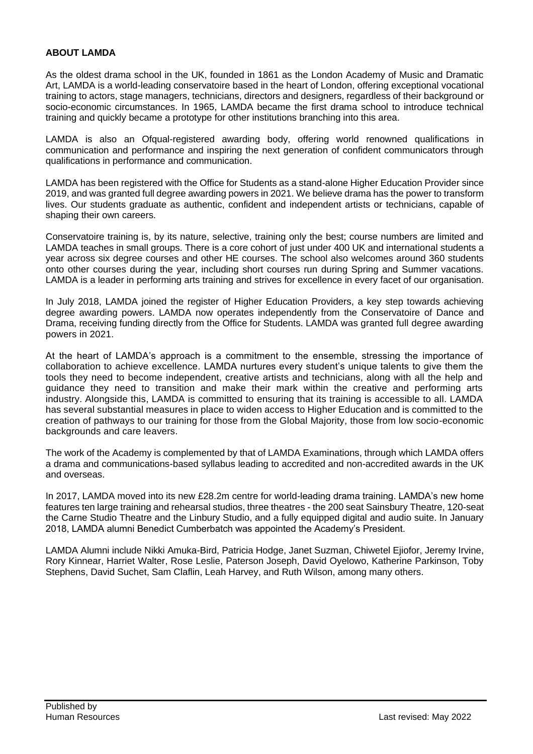**ABOUT LAMDA**

As the oldest drama school in the UK, founded in 1861 as the London Academy of Music and Dramatic Art, LAMDA is a world-leading conservatoire based in the heart of London, offering exceptional vocational training to actors, stage managers, technicians, directors and designers, regardless of their background or socio-economic circumstances. In 1965, LAMDA became the first drama school to introduce technical training and quickly became a prototype for other institutions branching into this area.

LAMDA is also an Ofqual-registered awarding body, offering world renowned qualifications in communication and performance and inspiring the next generation of confident communicators through qualifications in performance and communication.

LAMDA has been registered with the Office for Students as a stand-alone Higher Education Provider since 2019, and was granted full degree awarding powers in 2021. We believe drama has the power to transform lives. Our students graduate as authentic, confident and independent artists or technicians, capable of shaping their own careers.

Conservatoire training is, by its nature, selective, training only the best; course numbers are limited and LAMDA teaches in small groups. There is a core cohort of just under 400 UK and international students a year across six degree courses and other HE courses. The school also welcomes around 360 students onto other courses during the year, including short courses run during Spring and Summer vacations. LAMDA is a leader in performing arts training and strives for excellence in every facet of our organisation.

In July 2018, LAMDA joined the register of Higher Education Providers, a key step towards achieving degree awarding powers. LAMDA now operates independently from the Conservatoire of Dance and Drama, receiving funding directly from the Office for Students. LAMDA was granted full degree awarding powers in 2021.

At the heart of LAMDA's approach is a commitment to the ensemble, stressing the importance of collaboration to achieve excellence. LAMDA nurtures every student's unique talents to give them the tools they need to become independent, creative artists and technicians, along with all the help and guidance they need to transition and make their mark within the creative and performing arts industry. Alongside this, LAMDA is committed to ensuring that its training is accessible to all. LAMDA has several substantial measures in place to widen access to Higher Education and is committed to the creation of pathways to our training for those from the Global Majority, those from low socio-economic backgrounds and care leavers.

The work of the Academy is complemented by that of LAMDA Examinations, through which LAMDA offers a drama and communications-based syllabus leading to accredited and non-accredited awards in the UK and overseas.

In 2017, LAMDA moved into its new £28.2m centre for world-leading drama training. LAMDA's new home features ten large training and rehearsal studios, three theatres - the 200 seat Sainsbury Theatre, 120-seat the Carne Studio Theatre and the Linbury Studio, and a fully equipped digital and audio suite. In January 2018, LAMDA alumni Benedict Cumberbatch was appointed the Academy's President.

LAMDA Alumni include Nikki Amuka-Bird, Patricia Hodge, Janet Suzman, Chiwetel Ejiofor, Jeremy Irvine, Rory Kinnear, Harriet Walter, Rose Leslie, Paterson Joseph, David Oyelowo, Katherine Parkinson, Toby Stephens, David Suchet, Sam Claflin, Leah Harvey, and Ruth Wilson, among many others.

Published by
Human Resources

Last revised: May 2022